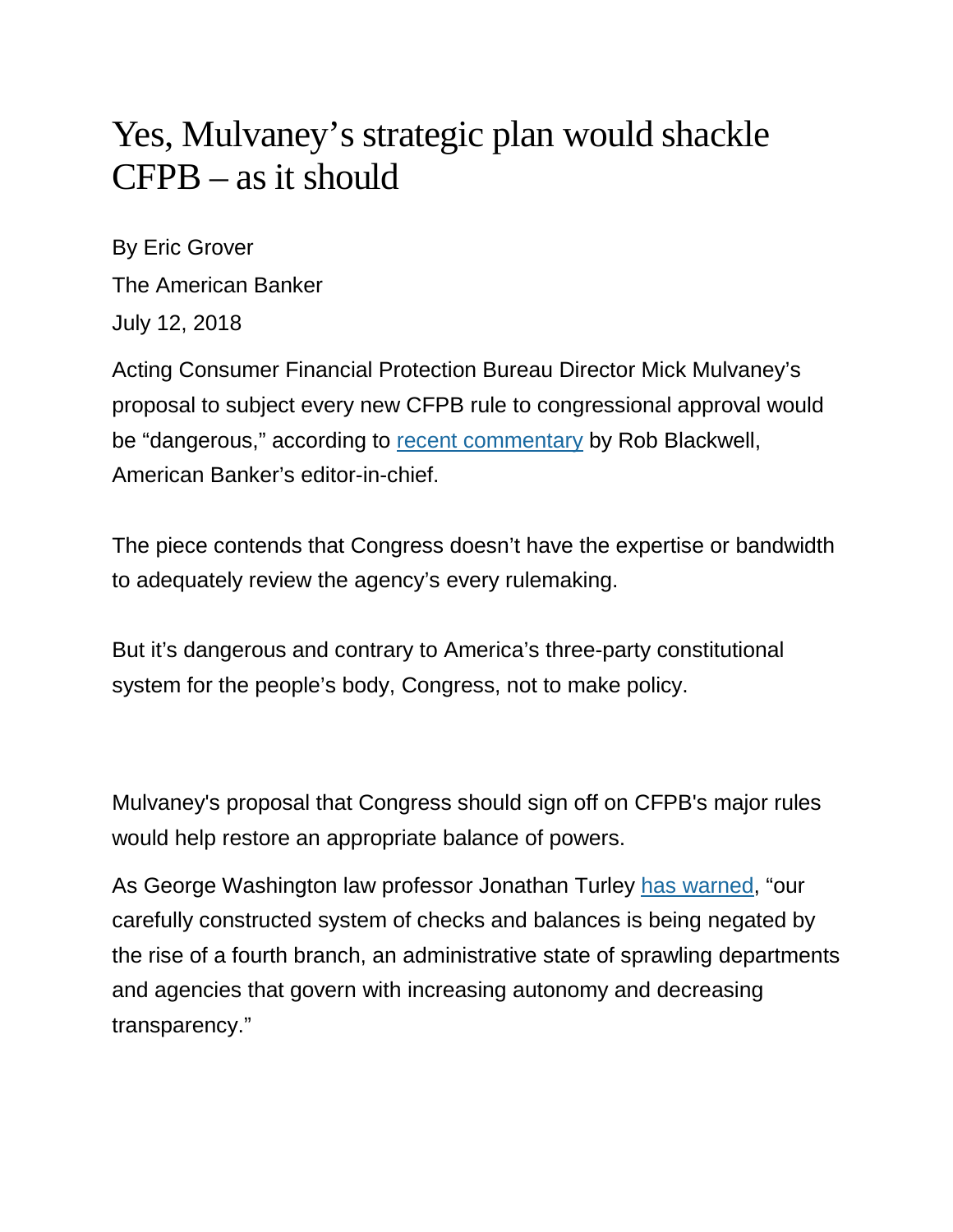# Yes, Mulvaney's strategic plan would shackle CFPB – as it should

By Eric Grover

The American Banker

July 12, 2018

Acting Consumer Financial Protection Bureau Director Mick Mulvaney's proposal to subject every new CFPB rule to congressional approval would be "dangerous," according to [recent commentary] by Rob Blackwell, American Banker's editor-in-chief.

The piece contends that Congress doesn't have the expertise or bandwidth to adequately review the agency's every rulemaking.

But it's dangerous and contrary to America's three-party constitutional system for the people's body, Congress, not to make policy.

Mulvaney's proposal that Congress should sign off on CFPB's major rules would help restore an appropriate balance of powers.

As George Washington law professor Jonathan Turley [has warned], "our carefully constructed system of checks and balances is being negated by the rise of a fourth branch, an administrative state of sprawling departments and agencies that govern with increasing autonomy and decreasing transparency."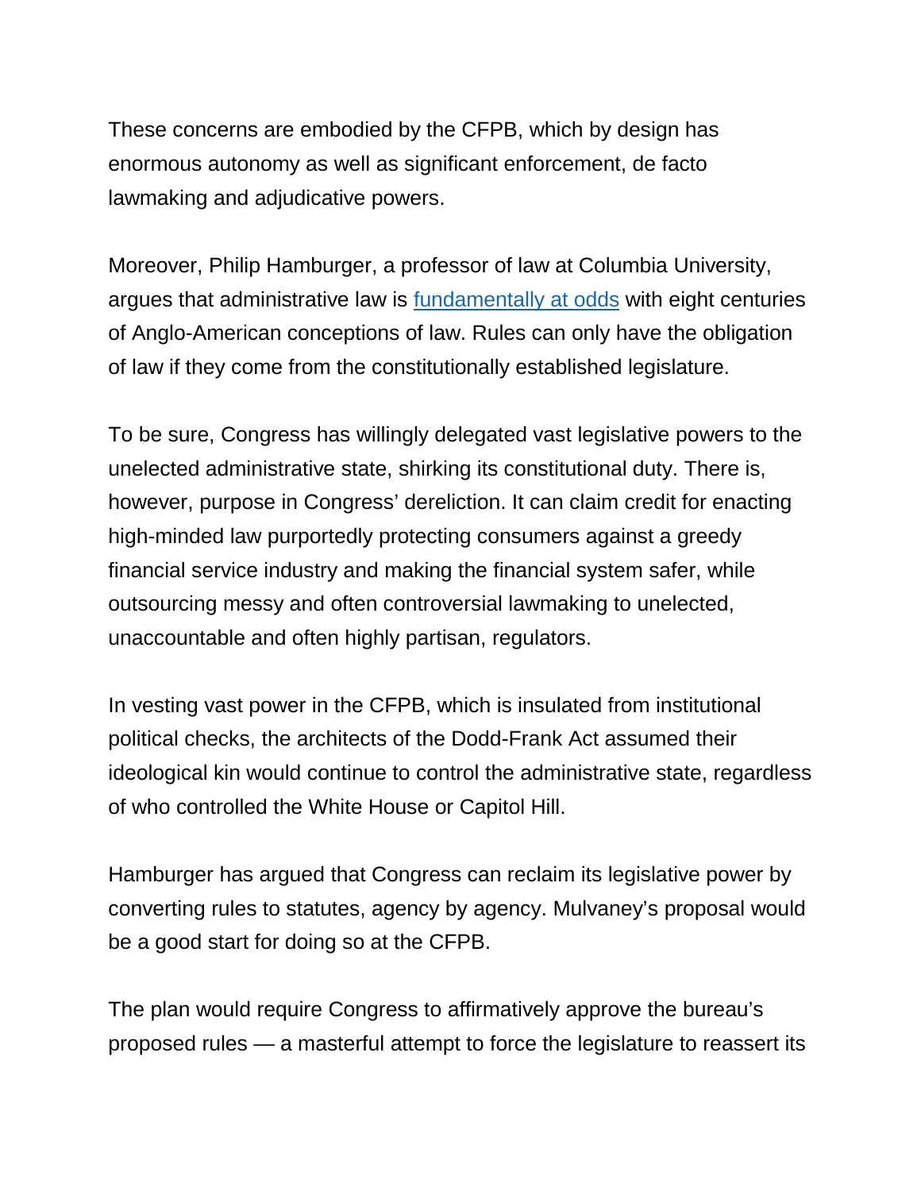These concerns are embodied by the CFPB, which by design has enormous autonomy as well as significant enforcement, de facto lawmaking and adjudicative powers.

Moreover, Philip Hamburger, a professor of law at Columbia University, argues that administrative law is fundamentally at odds with eight centuries of Anglo-American conceptions of law. Rules can only have the obligation of law if they come from the constitutionally established legislature.

To be sure, Congress has willingly delegated vast legislative powers to the unelected administrative state, shirking its constitutional duty. There is, however, purpose in Congress' dereliction. It can claim credit for enacting high-minded law purportedly protecting consumers against a greedy financial service industry and making the financial system safer, while outsourcing messy and often controversial lawmaking to unelected, unaccountable and often highly partisan, regulators.

In vesting vast power in the CFPB, which is insulated from institutional political checks, the architects of the Dodd-Frank Act assumed their ideological kin would continue to control the administrative state, regardless of who controlled the White House or Capitol Hill.

Hamburger has argued that Congress can reclaim its legislative power by converting rules to statutes, agency by agency. Mulvaney's proposal would be a good start for doing so at the CFPB.

The plan would require Congress to affirmatively approve the bureau's proposed rules — a masterful attempt to force the legislature to reassert its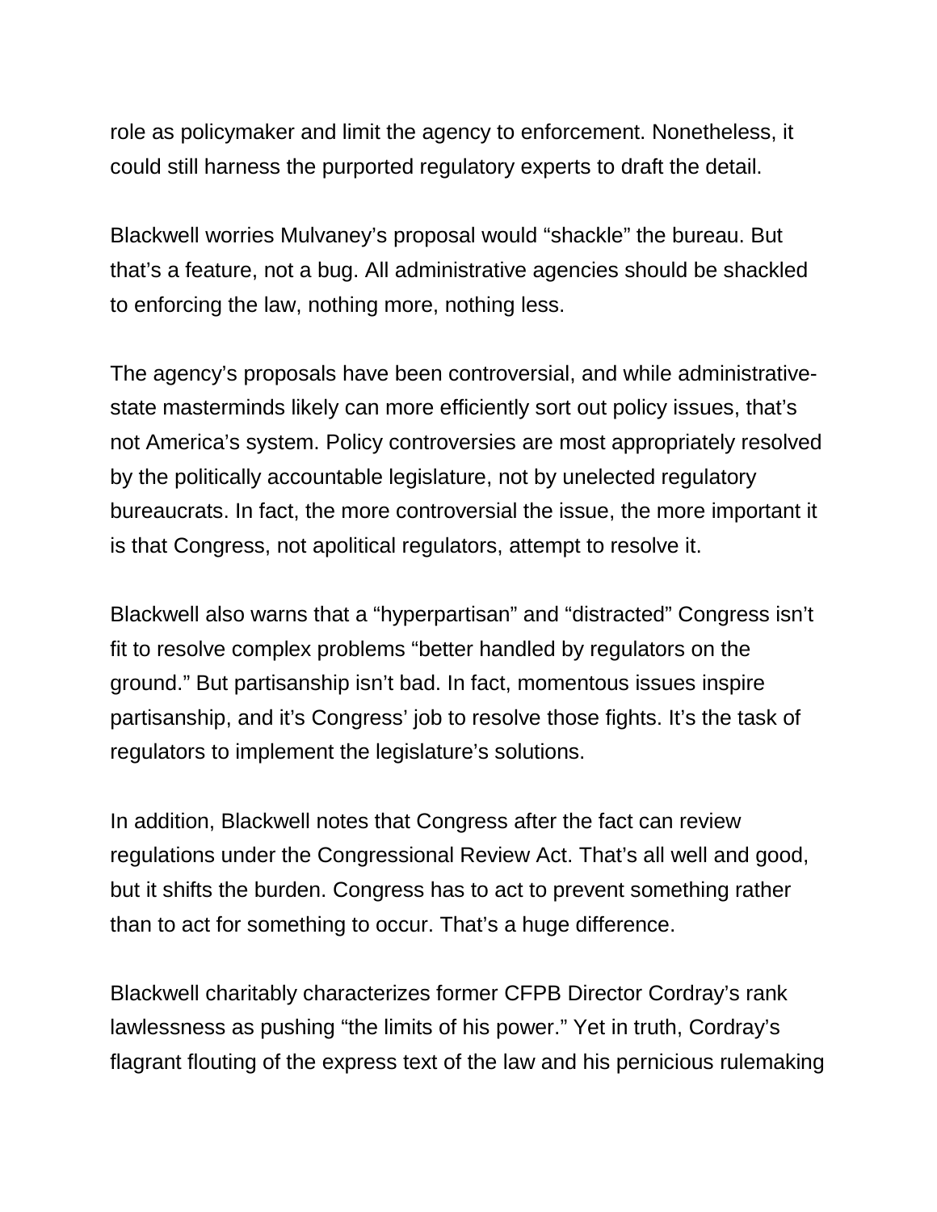role as policymaker and limit the agency to enforcement. Nonetheless, it could still harness the purported regulatory experts to draft the detail.

Blackwell worries Mulvaney's proposal would "shackle" the bureau. But that's a feature, not a bug. All administrative agencies should be shackled to enforcing the law, nothing more, nothing less.

The agency's proposals have been controversial, and while administrative-state masterminds likely can more efficiently sort out policy issues, that's not America's system. Policy controversies are most appropriately resolved by the politically accountable legislature, not by unelected regulatory bureaucrats. In fact, the more controversial the issue, the more important it is that Congress, not apolitical regulators, attempt to resolve it.

Blackwell also warns that a "hyperpartisan" and "distracted" Congress isn't fit to resolve complex problems "better handled by regulators on the ground." But partisanship isn't bad. In fact, momentous issues inspire partisanship, and it's Congress' job to resolve those fights. It's the task of regulators to implement the legislature's solutions.

In addition, Blackwell notes that Congress after the fact can review regulations under the Congressional Review Act. That's all well and good, but it shifts the burden. Congress has to act to prevent something rather than to act for something to occur. That's a huge difference.

Blackwell charitably characterizes former CFPB Director Cordray's rank lawlessness as pushing "the limits of his power." Yet in truth, Cordray's flagrant flouting of the express text of the law and his pernicious rulemaking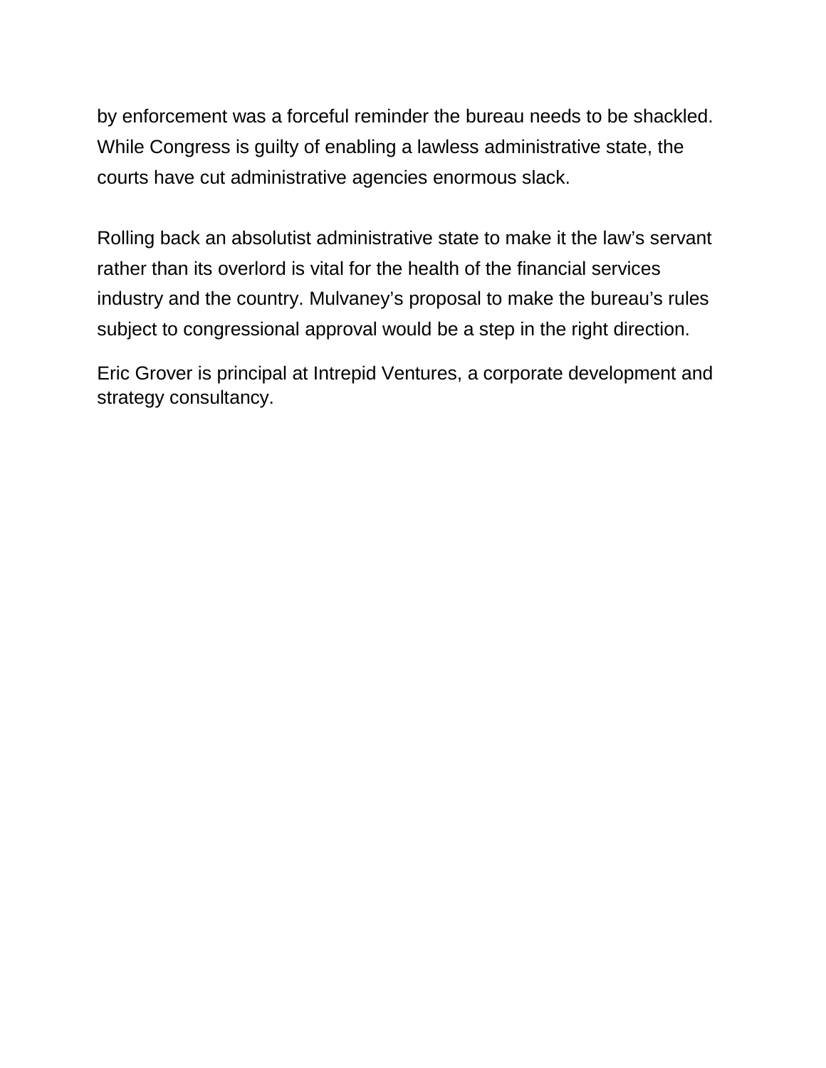by enforcement was a forceful reminder the bureau needs to be shackled. While Congress is guilty of enabling a lawless administrative state, the courts have cut administrative agencies enormous slack.

Rolling back an absolutist administrative state to make it the law's servant rather than its overlord is vital for the health of the financial services industry and the country. Mulvaney's proposal to make the bureau's rules subject to congressional approval would be a step in the right direction.

Eric Grover is principal at Intrepid Ventures, a corporate development and strategy consultancy.